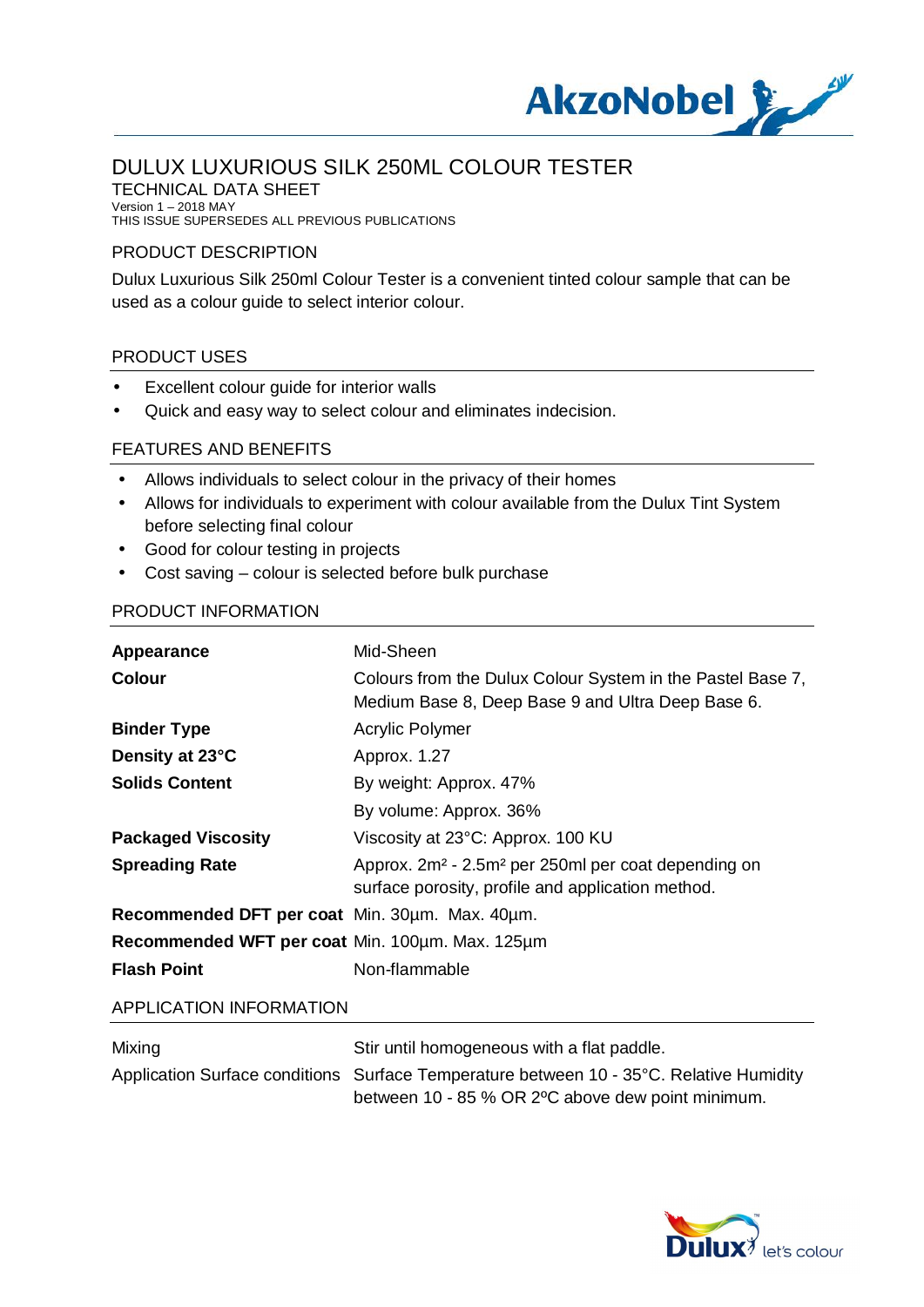# DULUX LUXURIOUS SILK 250ML COLOUR TESTER

TECHNICAL DATA SHEET

Version 1 – 2018 MAY

THIS ISSUE SUPERSEDES ALL PREVIOUS PUBLICATIONS

## PRODUCT DESCRIPTION

Dulux Luxurious Silk 250ml Colour Tester is a convenient tinted colour sample that can be used as a colour guide to select interior colour.

## PRODUCT USES

- Excellent colour guide for interior walls
- Quick and easy way to select colour and eliminates indecision.

## FEATURES AND BENEFITS

- Allows individuals to select colour in the privacy of their homes
- Allows for individuals to experiment with colour available from the Dulux Tint System before selecting final colour
- Good for colour testing in projects
- Cost saving – colour is selected before bulk purchase

## PRODUCT INFORMATION

| | |
|---|---|
| **Appearance** | Mid-Sheen |
| **Colour** | Colours from the Dulux Colour System in the Pastel Base 7, Medium Base 8, Deep Base 9 and Ultra Deep Base 6. |
| **Binder Type** | Acrylic Polymer |
| **Density at 23°C** | Approx. 1.27 |
| **Solids Content** | By weight: Approx. 47% |
| | By volume: Approx. 36% |
| **Packaged Viscosity** | Viscosity at 23°C: Approx. 100 KU |
| **Spreading Rate** | Approx. 2m² - 2.5m² per 250ml per coat depending on surface porosity, profile and application method. |
| **Recommended DFT per coat** | Min. 30µm. Max. 40µm. |
| **Recommended WFT per coat** | Min. 100µm. Max. 125µm |
| **Flash Point** | Non-flammable |

## APPLICATION INFORMATION

| | |
|---|---|
| Mixing | Stir until homogeneous with a flat paddle. |
| Application Surface conditions | Surface Temperature between 10 - 35°C. Relative Humidity between 10 - 85 % OR 2ºC above dew point minimum. |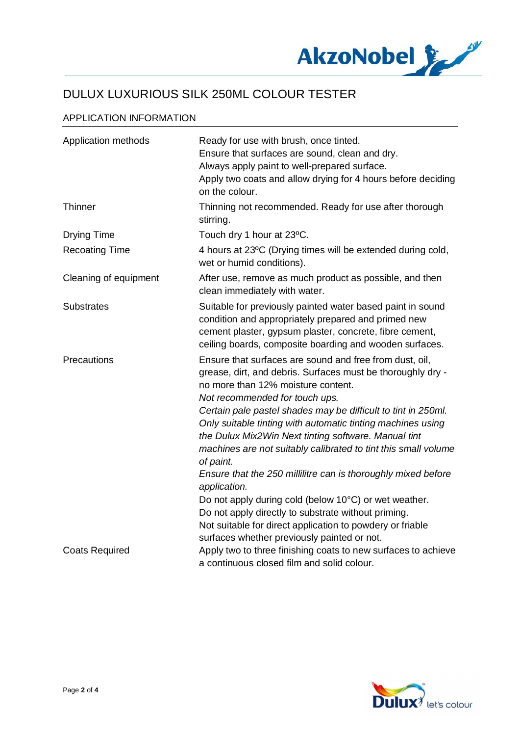# DULUX LUXURIOUS SILK 250ML COLOUR TESTER

## APPLICATION INFORMATION

| | |
|---|---|
| Application methods | Ready for use with brush, once tinted.<br>Ensure that surfaces are sound, clean and dry.<br>Always apply paint to well-prepared surface.<br>Apply two coats and allow drying for 4 hours before deciding on the colour. |
| Thinner | Thinning not recommended. Ready for use after thorough stirring. |
| Drying Time | Touch dry 1 hour at 23ºC. |
| Recoating Time | 4 hours at 23ºC (Drying times will be extended during cold, wet or humid conditions). |
| Cleaning of equipment | After use, remove as much product as possible, and then clean immediately with water. |
| Substrates | Suitable for previously painted water based paint in sound condition and appropriately prepared and primed new cement plaster, gypsum plaster, concrete, fibre cement, ceiling boards, composite boarding and wooden surfaces. |
| Precautions | Ensure that surfaces are sound and free from dust, oil, grease, dirt, and debris. Surfaces must be thoroughly dry - no more than 12% moisture content.<br>*Not recommended for touch ups.*<br>*Certain pale pastel shades may be difficult to tint in 250ml. Only suitable tinting with automatic tinting machines using the Dulux Mix2Win Next tinting software. Manual tint machines are not suitably calibrated to tint this small volume of paint.*<br>*Ensure that the 250 millilitre can is thoroughly mixed before application.*<br>Do not apply during cold (below 10°C) or wet weather.<br>Do not apply directly to substrate without priming.<br>Not suitable for direct application to powdery or friable surfaces whether previously painted or not. |
| Coats Required | Apply two to three finishing coats to new surfaces to achieve a continuous closed film and solid colour. |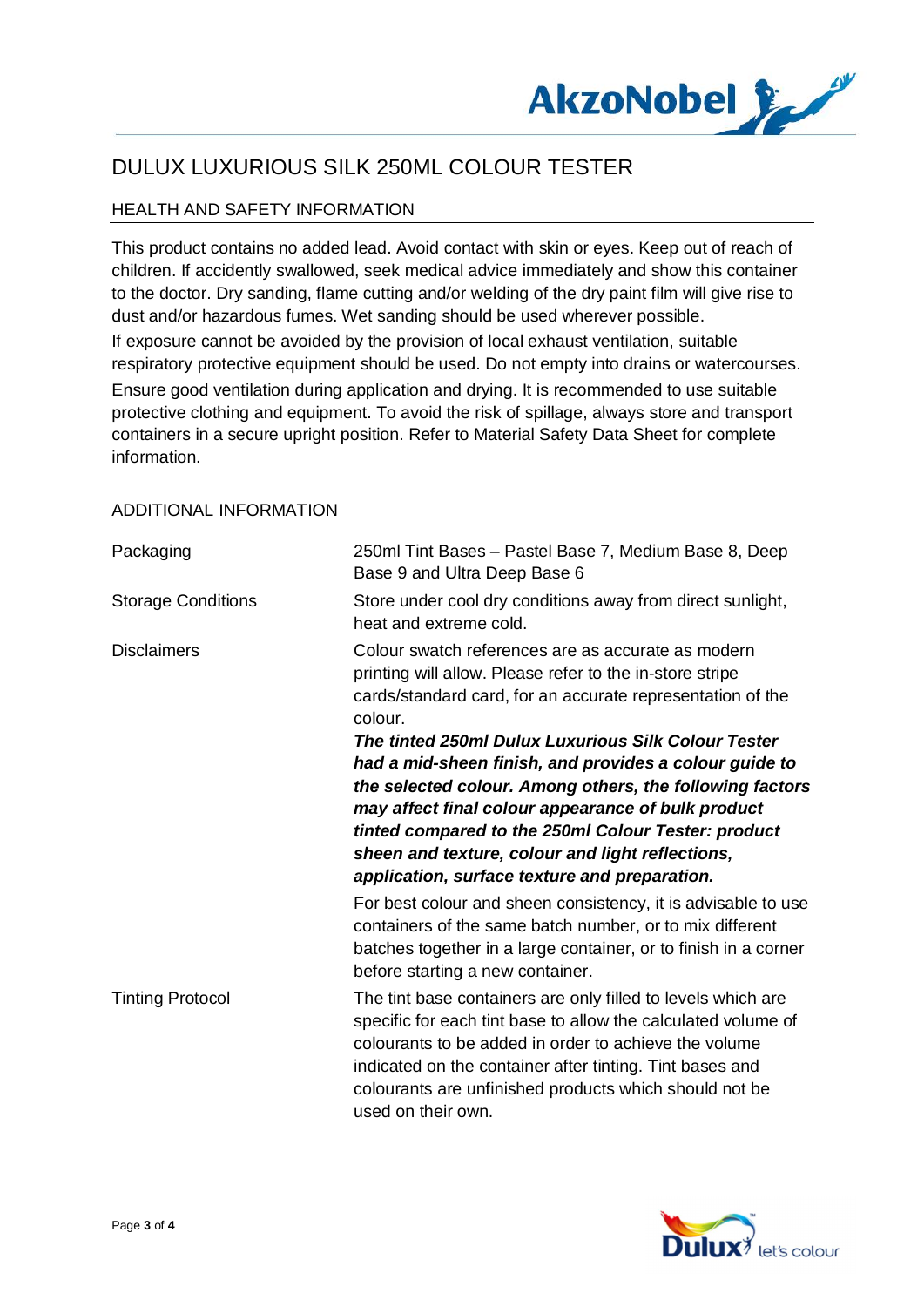# DULUX LUXURIOUS SILK 250ML COLOUR TESTER

## HEALTH AND SAFETY INFORMATION

This product contains no added lead. Avoid contact with skin or eyes. Keep out of reach of children. If accidently swallowed, seek medical advice immediately and show this container to the doctor. Dry sanding, flame cutting and/or welding of the dry paint film will give rise to dust and/or hazardous fumes. Wet sanding should be used wherever possible.

If exposure cannot be avoided by the provision of local exhaust ventilation, suitable respiratory protective equipment should be used. Do not empty into drains or watercourses.

Ensure good ventilation during application and drying. It is recommended to use suitable protective clothing and equipment. To avoid the risk of spillage, always store and transport containers in a secure upright position. Refer to Material Safety Data Sheet for complete information.

## ADDITIONAL INFORMATION

| | |
|---|---|
| Packaging | 250ml Tint Bases – Pastel Base 7, Medium Base 8, Deep Base 9 and Ultra Deep Base 6 |
| Storage Conditions | Store under cool dry conditions away from direct sunlight, heat and extreme cold. |
| Disclaimers | Colour swatch references are as accurate as modern printing will allow. Please refer to the in-store stripe cards/standard card, for an accurate representation of the colour.<br>***The tinted 250ml Dulux Luxurious Silk Colour Tester had a mid-sheen finish, and provides a colour guide to the selected colour. Among others, the following factors may affect final colour appearance of bulk product tinted compared to the 250ml Colour Tester: product sheen and texture, colour and light reflections, application, surface texture and preparation.***<br>For best colour and sheen consistency, it is advisable to use containers of the same batch number, or to mix different batches together in a large container, or to finish in a corner before starting a new container. |
| Tinting Protocol | The tint base containers are only filled to levels which are specific for each tint base to allow the calculated volume of colourants to be added in order to achieve the volume indicated on the container after tinting. Tint bases and colourants are unfinished products which should not be used on their own. |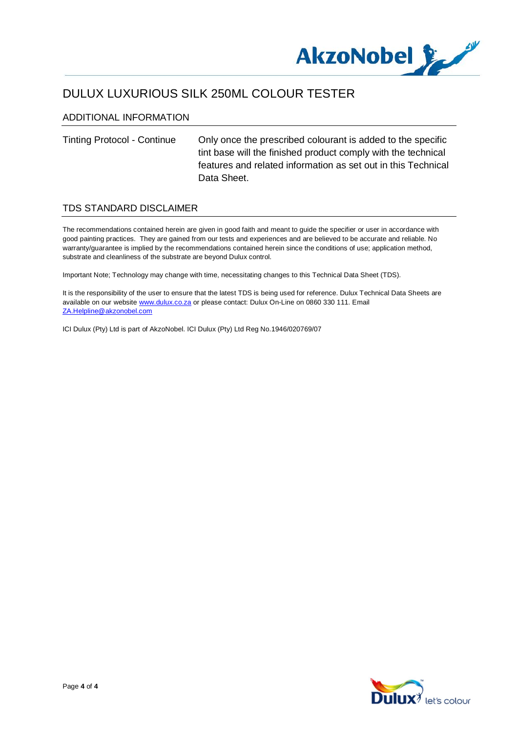# DULUX LUXURIOUS SILK 250ML COLOUR TESTER

## ADDITIONAL INFORMATION

| | |
|---|---|
| Tinting Protocol - Continue | Only once the prescribed colourant is added to the specific tint base will the finished product comply with the technical features and related information as set out in this Technical Data Sheet. |

## TDS STANDARD DISCLAIMER

The recommendations contained herein are given in good faith and meant to guide the specifier or user in accordance with good painting practices. They are gained from our tests and experiences and are believed to be accurate and reliable. No warranty/guarantee is implied by the recommendations contained herein since the conditions of use; application method, substrate and cleanliness of the substrate are beyond Dulux control.

Important Note; Technology may change with time, necessitating changes to this Technical Data Sheet (TDS).

It is the responsibility of the user to ensure that the latest TDS is being used for reference. Dulux Technical Data Sheets are available on our website www.dulux.co.za or please contact: Dulux On-Line on 0860 330 111. Email ZA.Helpline@akzonobel.com

ICI Dulux (Pty) Ltd is part of AkzoNobel. ICI Dulux (Pty) Ltd Reg No.1946/020769/07